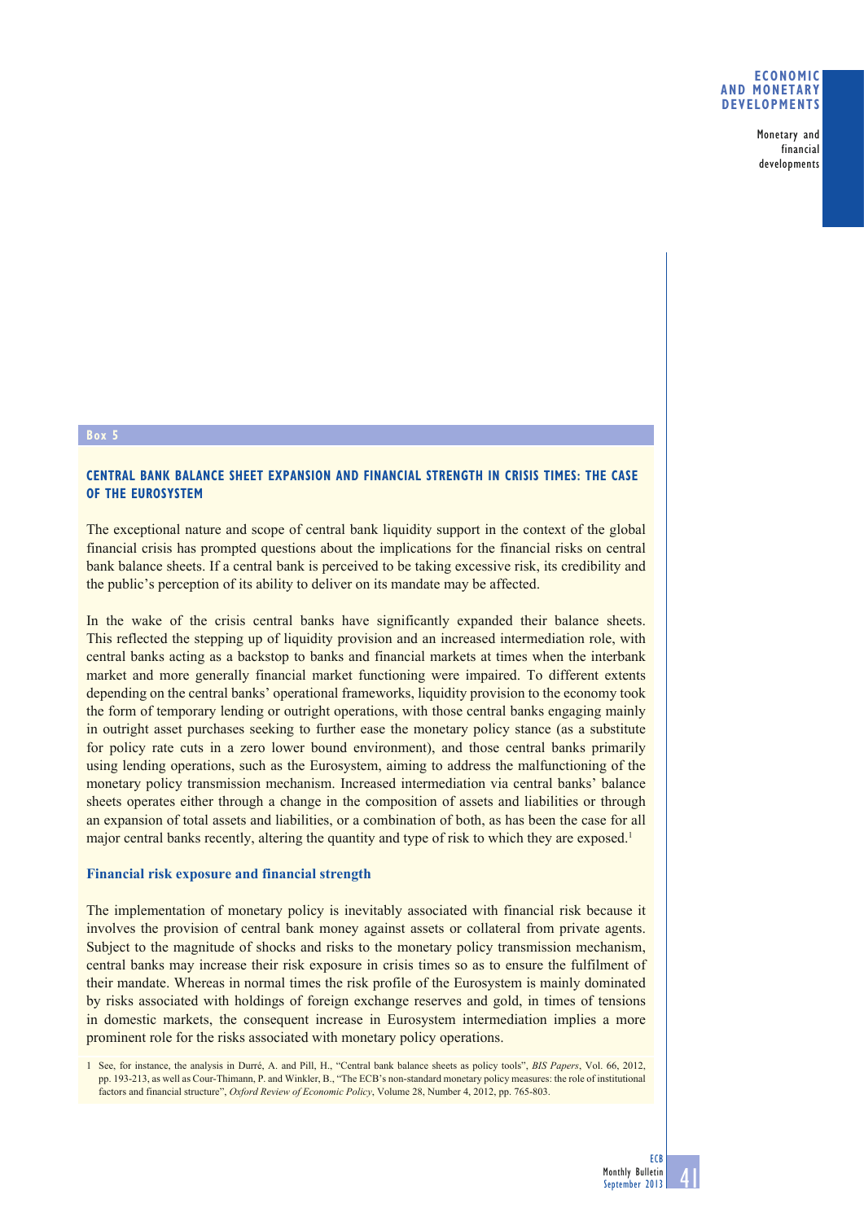## Box 5

### CENTRAL BANK BALANCE SHEET EXPANSION AND FINANCIAL STRENGTH IN CRISIS TIMES: THE CASE OF THE EUROSYSTEM

The exceptional nature and scope of central bank liquidity support in the context of the global financial crisis has prompted questions about the implications for the financial risks on central bank balance sheets. If a central bank is perceived to be taking excessive risk, its credibility and the public's perception of its ability to deliver on its mandate may be affected.

In the wake of the crisis central banks have significantly expanded their balance sheets. This reflected the stepping up of liquidity provision and an increased intermediation role, with central banks acting as a backstop to banks and financial markets at times when the interbank market and more generally financial market functioning were impaired. To different extents depending on the central banks' operational frameworks, liquidity provision to the economy took the form of temporary lending or outright operations, with those central banks engaging mainly in outright asset purchases seeking to further ease the monetary policy stance (as a substitute for policy rate cuts in a zero lower bound environment), and those central banks primarily using lending operations, such as the Eurosystem, aiming to address the malfunctioning of the monetary policy transmission mechanism. Increased intermediation via central banks' balance sheets operates either through a change in the composition of assets and liabilities or through an expansion of total assets and liabilities, or a combination of both, as has been the case for all major central banks recently, altering the quantity and type of risk to which they are exposed.[1]

#### Financial risk exposure and financial strength

The implementation of monetary policy is inevitably associated with financial risk because it involves the provision of central bank money against assets or collateral from private agents. Subject to the magnitude of shocks and risks to the monetary policy transmission mechanism, central banks may increase their risk exposure in crisis times so as to ensure the fulfilment of their mandate. Whereas in normal times the risk profile of the Eurosystem is mainly dominated by risks associated with holdings of foreign exchange reserves and gold, in times of tensions in domestic markets, the consequent increase in Eurosystem intermediation implies a more prominent role for the risks associated with monetary policy operations.

1 See, for instance, the analysis in Durré, A. and Pill, H., "Central bank balance sheets as policy tools", *BIS Papers*, Vol. 66, 2012, pp. 193-213, as well as Cour-Thimann, P. and Winkler, B., "The ECB's non-standard monetary policy measures: the role of institutional factors and financial structure", *Oxford Review of Economic Policy*, Volume 28, Number 4, 2012, pp. 765-803.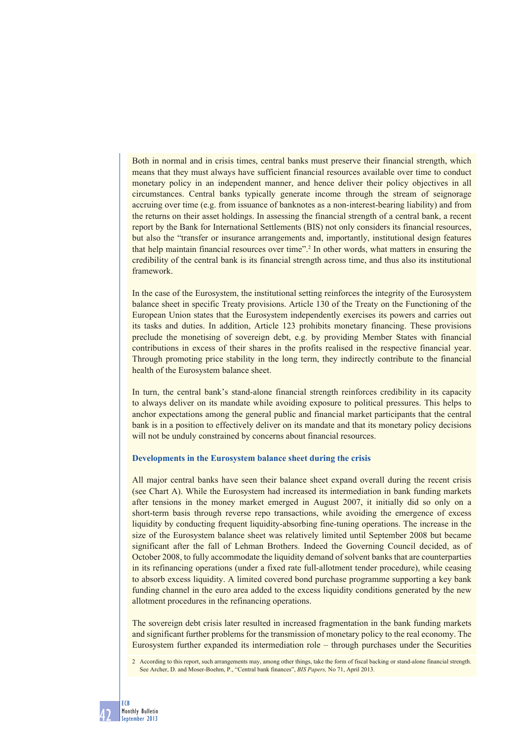Both in normal and in crisis times, central banks must preserve their financial strength, which means that they must always have sufficient financial resources available over time to conduct monetary policy in an independent manner, and hence deliver their policy objectives in all circumstances. Central banks typically generate income through the stream of seignorage accruing over time (e.g. from issuance of banknotes as a non-interest-bearing liability) and from the returns on their asset holdings. In assessing the financial strength of a central bank, a recent report by the Bank for International Settlements (BIS) not only considers its financial resources, but also the "transfer or insurance arrangements and, importantly, institutional design features that help maintain financial resources over time".[2] In other words, what matters in ensuring the credibility of the central bank is its financial strength across time, and thus also its institutional framework.

In the case of the Eurosystem, the institutional setting reinforces the integrity of the Eurosystem balance sheet in specific Treaty provisions. Article 130 of the Treaty on the Functioning of the European Union states that the Eurosystem independently exercises its powers and carries out its tasks and duties. In addition, Article 123 prohibits monetary financing. These provisions preclude the monetising of sovereign debt, e.g. by providing Member States with financial contributions in excess of their shares in the profits realised in the respective financial year. Through promoting price stability in the long term, they indirectly contribute to the financial health of the Eurosystem balance sheet.

In turn, the central bank's stand-alone financial strength reinforces credibility in its capacity to always deliver on its mandate while avoiding exposure to political pressures. This helps to anchor expectations among the general public and financial market participants that the central bank is in a position to effectively deliver on its mandate and that its monetary policy decisions will not be unduly constrained by concerns about financial resources.

### Developments in the Eurosystem balance sheet during the crisis

All major central banks have seen their balance sheet expand overall during the recent crisis (see Chart A). While the Eurosystem had increased its intermediation in bank funding markets after tensions in the money market emerged in August 2007, it initially did so only on a short-term basis through reverse repo transactions, while avoiding the emergence of excess liquidity by conducting frequent liquidity-absorbing fine-tuning operations. The increase in the size of the Eurosystem balance sheet was relatively limited until September 2008 but became significant after the fall of Lehman Brothers. Indeed the Governing Council decided, as of October 2008, to fully accommodate the liquidity demand of solvent banks that are counterparties in its refinancing operations (under a fixed rate full-allotment tender procedure), while ceasing to absorb excess liquidity. A limited covered bond purchase programme supporting a key bank funding channel in the euro area added to the excess liquidity conditions generated by the new allotment procedures in the refinancing operations.

The sovereign debt crisis later resulted in increased fragmentation in the bank funding markets and significant further problems for the transmission of monetary policy to the real economy. The Eurosystem further expanded its intermediation role – through purchases under the Securities

2 According to this report, such arrangements may, among other things, take the form of fiscal backing or stand-alone financial strength. See Archer, D. and Moser-Boehm, P., "Central bank finances", *BIS Papers,* No 71, April 2013.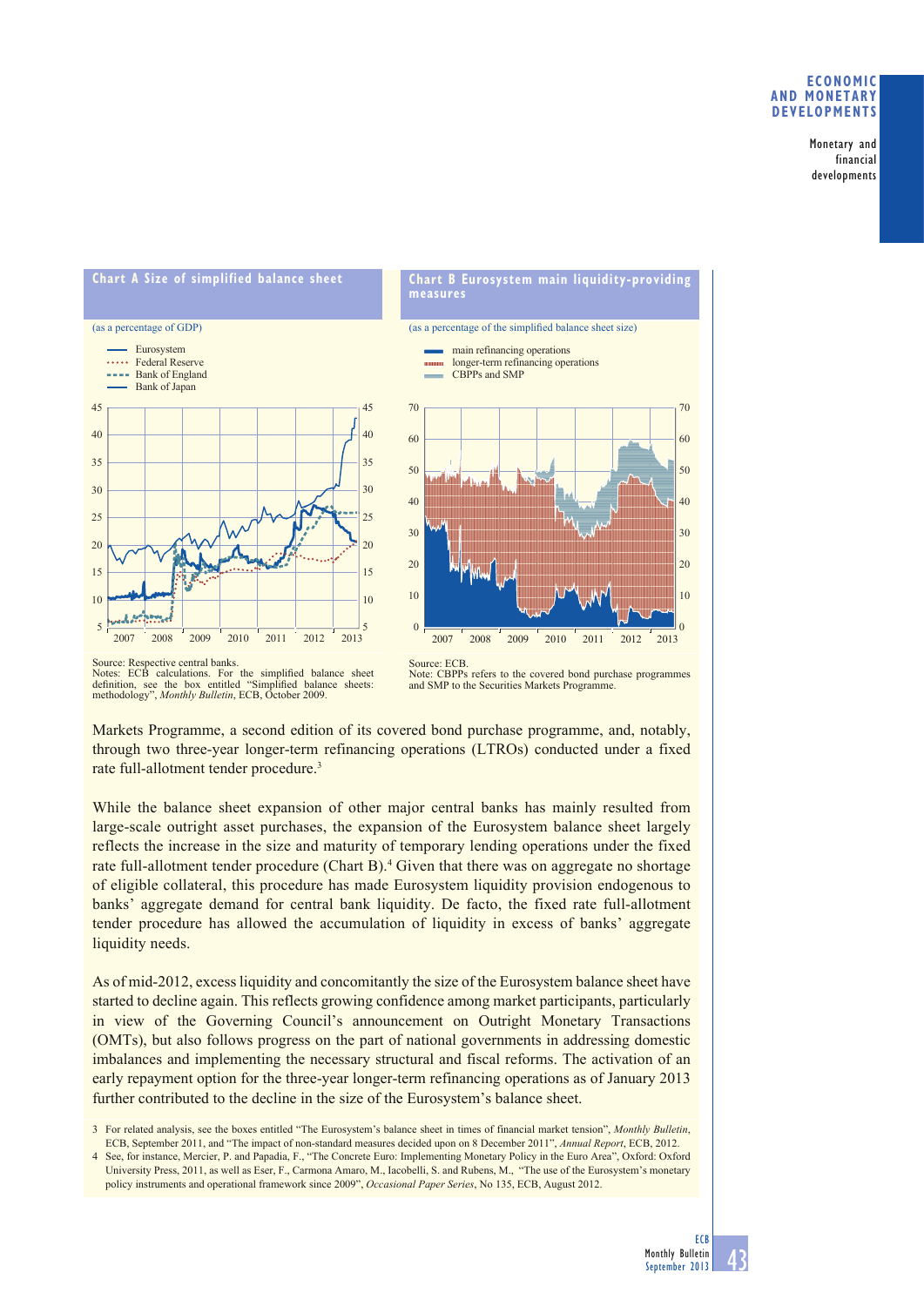**Chart A Size of simplified balance sheet**

(as a percentage of GDP)

Source: Respective central banks.
Notes: ECB calculations. For the simplified balance sheet definition, see the box entitled "Simplified balance sheets: methodology", *Monthly Bulletin*, ECB, October 2009.

**Chart B Eurosystem main liquidity-providing measures**

(as a percentage of the simplified balance sheet size)

Source: ECB.
Note: CBPPs refers to the covered bond purchase programmes and SMP to the Securities Markets Programme.

Markets Programme, a second edition of its covered bond purchase programme, and, notably, through two three-year longer-term refinancing operations (LTROs) conducted under a fixed rate full-allotment tender procedure.[3]

While the balance sheet expansion of other major central banks has mainly resulted from large-scale outright asset purchases, the expansion of the Eurosystem balance sheet largely reflects the increase in the size and maturity of temporary lending operations under the fixed rate full-allotment tender procedure (Chart B).[4] Given that there was on aggregate no shortage of eligible collateral, this procedure has made Eurosystem liquidity provision endogenous to banks' aggregate demand for central bank liquidity. De facto, the fixed rate full-allotment tender procedure has allowed the accumulation of liquidity in excess of banks' aggregate liquidity needs.

As of mid-2012, excess liquidity and concomitantly the size of the Eurosystem balance sheet have started to decline again. This reflects growing confidence among market participants, particularly in view of the Governing Council's announcement on Outright Monetary Transactions (OMTs), but also follows progress on the part of national governments in addressing domestic imbalances and implementing the necessary structural and fiscal reforms. The activation of an early repayment option for the three-year longer-term refinancing operations as of January 2013 further contributed to the decline in the size of the Eurosystem's balance sheet.

3 For related analysis, see the boxes entitled "The Eurosystem's balance sheet in times of financial market tension", *Monthly Bulletin*, ECB, September 2011, and "The impact of non-standard measures decided upon on 8 December 2011", *Annual Report*, ECB, 2012.

4 See, for instance, Mercier, P. and Papadia, F., "The Concrete Euro: Implementing Monetary Policy in the Euro Area", Oxford: Oxford University Press, 2011, as well as Eser, F., Carmona Amaro, M., Iacobelli, S. and Rubens, M., "The use of the Eurosystem's monetary policy instruments and operational framework since 2009", *Occasional Paper Series*, No 135, ECB, August 2012.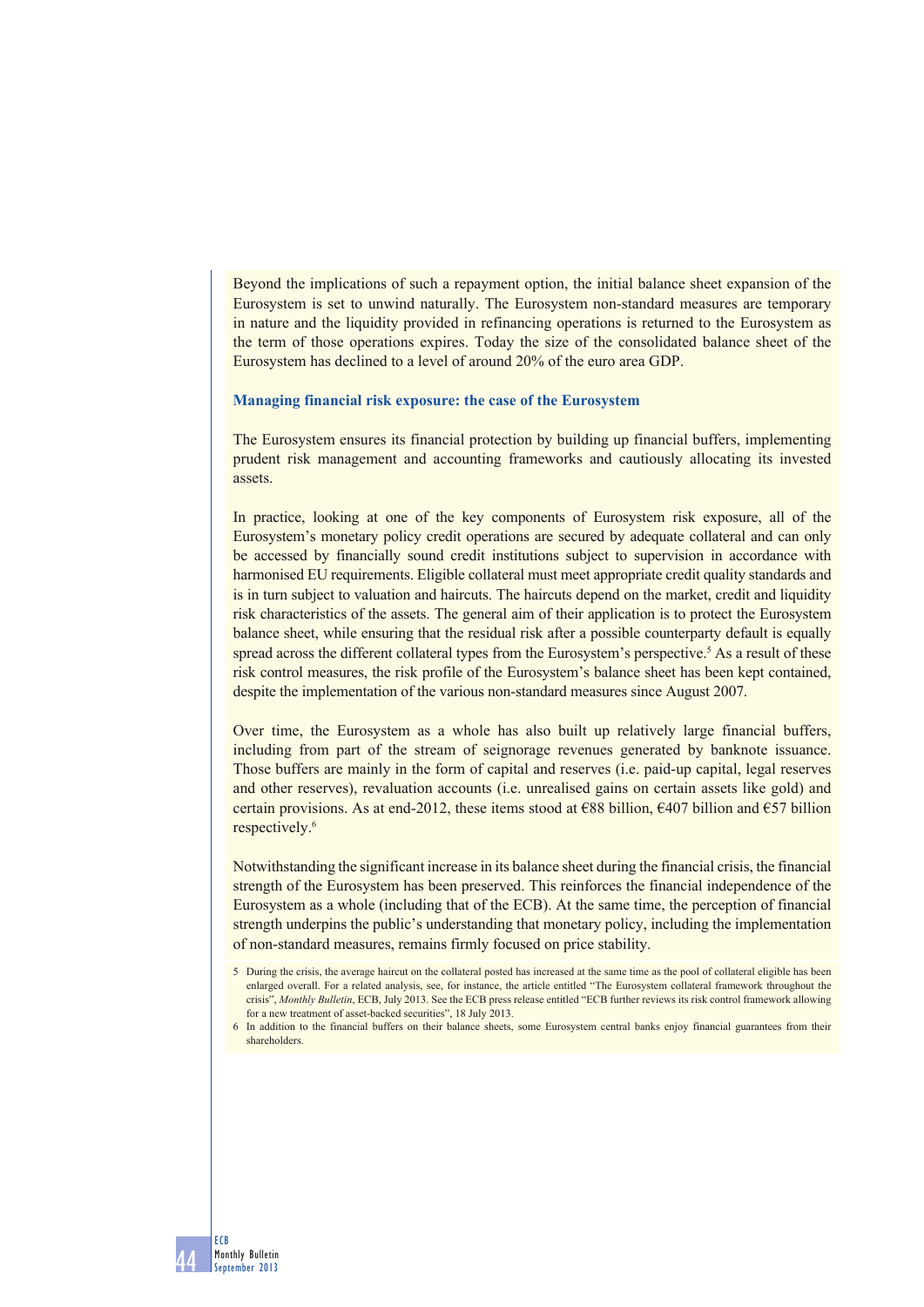Beyond the implications of such a repayment option, the initial balance sheet expansion of the Eurosystem is set to unwind naturally. The Eurosystem non-standard measures are temporary in nature and the liquidity provided in refinancing operations is returned to the Eurosystem as the term of those operations expires. Today the size of the consolidated balance sheet of the Eurosystem has declined to a level of around 20% of the euro area GDP.

### Managing financial risk exposure: the case of the Eurosystem

The Eurosystem ensures its financial protection by building up financial buffers, implementing prudent risk management and accounting frameworks and cautiously allocating its invested assets.

In practice, looking at one of the key components of Eurosystem risk exposure, all of the Eurosystem's monetary policy credit operations are secured by adequate collateral and can only be accessed by financially sound credit institutions subject to supervision in accordance with harmonised EU requirements. Eligible collateral must meet appropriate credit quality standards and is in turn subject to valuation and haircuts. The haircuts depend on the market, credit and liquidity risk characteristics of the assets. The general aim of their application is to protect the Eurosystem balance sheet, while ensuring that the residual risk after a possible counterparty default is equally spread across the different collateral types from the Eurosystem's perspective.[5] As a result of these risk control measures, the risk profile of the Eurosystem's balance sheet has been kept contained, despite the implementation of the various non-standard measures since August 2007.

Over time, the Eurosystem as a whole has also built up relatively large financial buffers, including from part of the stream of seignorage revenues generated by banknote issuance. Those buffers are mainly in the form of capital and reserves (i.e. paid-up capital, legal reserves and other reserves), revaluation accounts (i.e. unrealised gains on certain assets like gold) and certain provisions. As at end-2012, these items stood at €88 billion, €407 billion and €57 billion respectively.[6]

Notwithstanding the significant increase in its balance sheet during the financial crisis, the financial strength of the Eurosystem has been preserved. This reinforces the financial independence of the Eurosystem as a whole (including that of the ECB). At the same time, the perception of financial strength underpins the public's understanding that monetary policy, including the implementation of non-standard measures, remains firmly focused on price stability.

5 During the crisis, the average haircut on the collateral posted has increased at the same time as the pool of collateral eligible has been enlarged overall. For a related analysis, see, for instance, the article entitled "The Eurosystem collateral framework throughout the crisis", *Monthly Bulletin*, ECB, July 2013. See the ECB press release entitled "ECB further reviews its risk control framework allowing for a new treatment of asset-backed securities", 18 July 2013.

6 In addition to the financial buffers on their balance sheets, some Eurosystem central banks enjoy financial guarantees from their shareholders.